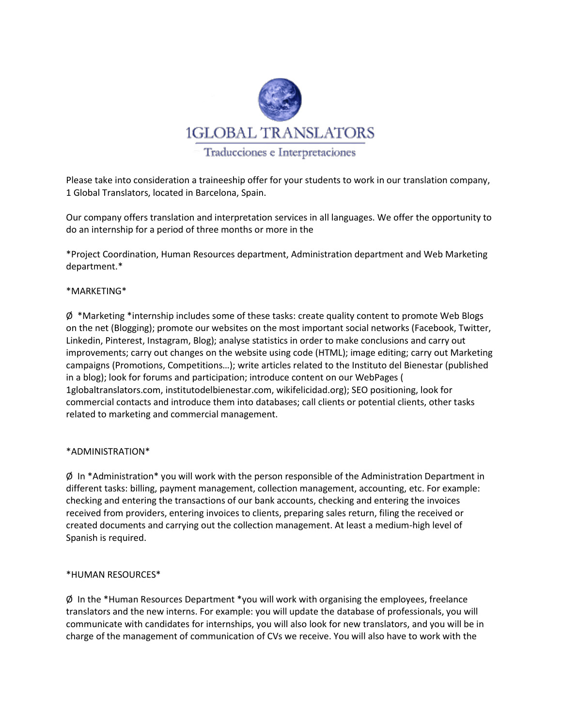1GLOBAL TRANSLATORS

Traducciones e Interpretaciones

Please take into consideration a traineeship offer for your students to work in our translation company, 1 Global Translators, located in Barcelona, Spain.

Our company offers translation and interpretation services in all languages. We offer the opportunity to do an internship for a period of three months or more in the

*Project Coordination, Human Resources department, Administration department and Web Marketing department.*

*MARKETING*

Ø *Marketing *internship includes some of these tasks: create quality content to promote Web Blogs on the net (Blogging); promote our websites on the most important social networks (Facebook, Twitter, Linkedin, Pinterest, Instagram, Blog); analyse statistics in order to make conclusions and carry out improvements; carry out changes on the website using code (HTML); image editing; carry out Marketing campaigns (Promotions, Competitions…); write articles related to the Instituto del Bienestar (published in a blog); look for forums and participation; introduce content on our WebPages ( 1globaltranslators.com, institutodelbienestar.com, wikifelicidad.org); SEO positioning, look for commercial contacts and introduce them into databases; call clients or potential clients, other tasks related to marketing and commercial management.

*ADMINISTRATION*

Ø In *Administration* you will work with the person responsible of the Administration Department in different tasks: billing, payment management, collection management, accounting, etc. For example: checking and entering the transactions of our bank accounts, checking and entering the invoices received from providers, entering invoices to clients, preparing sales return, filing the received or created documents and carrying out the collection management. At least a medium-high level of Spanish is required.

*HUMAN RESOURCES*

Ø In the *Human Resources Department *you will work with organising the employees, freelance translators and the new interns. For example: you will update the database of professionals, you will communicate with candidates for internships, you will also look for new translators, and you will be in charge of the management of communication of CVs we receive. You will also have to work with the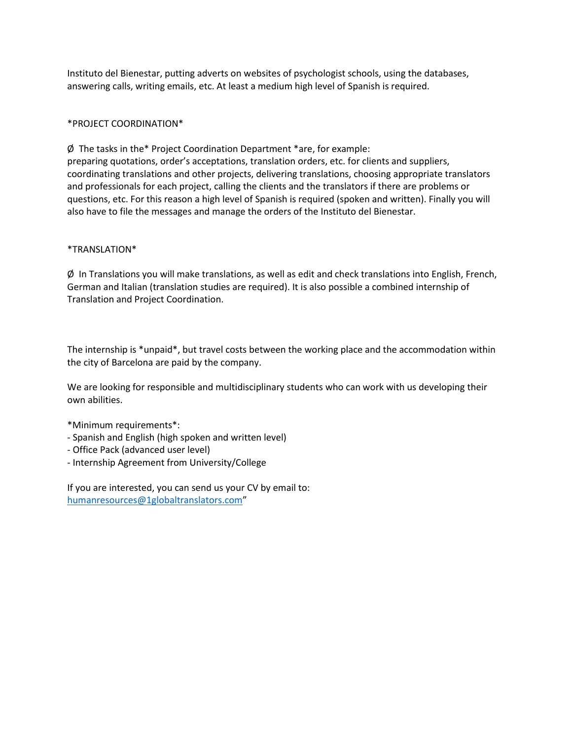Instituto del Bienestar, putting adverts on websites of psychologist schools, using the databases, answering calls, writing emails, etc. At least a medium high level of Spanish is required.

*PROJECT COORDINATION*

Ø The tasks in the* Project Coordination Department *are, for example:
preparing quotations, order's acceptations, translation orders, etc. for clients and suppliers, coordinating translations and other projects, delivering translations, choosing appropriate translators and professionals for each project, calling the clients and the translators if there are problems or questions, etc. For this reason a high level of Spanish is required (spoken and written). Finally you will also have to file the messages and manage the orders of the Instituto del Bienestar.

*TRANSLATION*

Ø In Translations you will make translations, as well as edit and check translations into English, French, German and Italian (translation studies are required). It is also possible a combined internship of Translation and Project Coordination.

The internship is *unpaid*, but travel costs between the working place and the accommodation within the city of Barcelona are paid by the company.

We are looking for responsible and multidisciplinary students who can work with us developing their own abilities.

*Minimum requirements*:
- Spanish and English (high spoken and written level)
- Office Pack (advanced user level)
- Internship Agreement from University/College

If you are interested, you can send us your CV by email to:
humanresources@1globaltranslators.com"